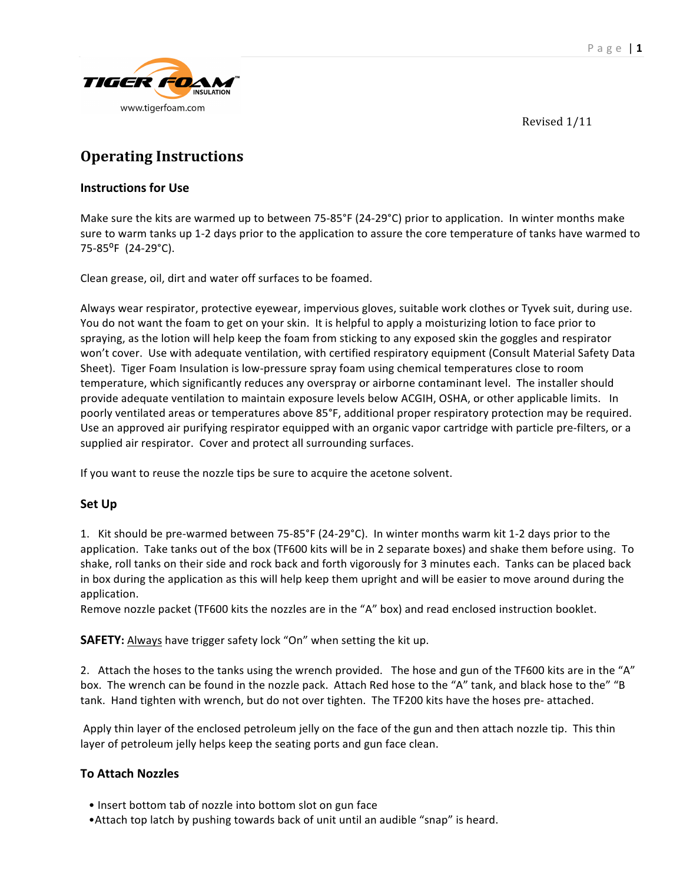TIGER FOAM™ INSULATION

www.tigerfoam.com

Revised 1/11

# Operating Instructions

## Instructions for Use

Make sure the kits are warmed up to between 75-85°F (24-29°C) prior to application. In winter months make sure to warm tanks up 1-2 days prior to the application to assure the core temperature of tanks have warmed to 75-85°F (24-29°C).

Clean grease, oil, dirt and water off surfaces to be foamed.

Always wear respirator, protective eyewear, impervious gloves, suitable work clothes or Tyvek suit, during use. You do not want the foam to get on your skin. It is helpful to apply a moisturizing lotion to face prior to spraying, as the lotion will help keep the foam from sticking to any exposed skin the goggles and respirator won't cover. Use with adequate ventilation, with certified respiratory equipment (Consult Material Safety Data Sheet). Tiger Foam Insulation is low-pressure spray foam using chemical temperatures close to room temperature, which significantly reduces any overspray or airborne contaminant level. The installer should provide adequate ventilation to maintain exposure levels below ACGIH, OSHA, or other applicable limits. In poorly ventilated areas or temperatures above 85°F, additional proper respiratory protection may be required. Use an approved air purifying respirator equipped with an organic vapor cartridge with particle pre-filters, or a supplied air respirator. Cover and protect all surrounding surfaces.

If you want to reuse the nozzle tips be sure to acquire the acetone solvent.

## Set Up

1. Kit should be pre-warmed between 75-85°F (24-29°C). In winter months warm kit 1-2 days prior to the application. Take tanks out of the box (TF600 kits will be in 2 separate boxes) and shake them before using. To shake, roll tanks on their side and rock back and forth vigorously for 3 minutes each. Tanks can be placed back in box during the application as this will help keep them upright and will be easier to move around during the application.
Remove nozzle packet (TF600 kits the nozzles are in the "A" box) and read enclosed instruction booklet.

**SAFETY:** Always have trigger safety lock "On" when setting the kit up.

2. Attach the hoses to the tanks using the wrench provided. The hose and gun of the TF600 kits are in the "A" box. The wrench can be found in the nozzle pack. Attach Red hose to the "A" tank, and black hose to the" "B tank. Hand tighten with wrench, but do not over tighten. The TF200 kits have the hoses pre- attached.

Apply thin layer of the enclosed petroleum jelly on the face of the gun and then attach nozzle tip. This thin layer of petroleum jelly helps keep the seating ports and gun face clean.

## To Attach Nozzles

- Insert bottom tab of nozzle into bottom slot on gun face
- Attach top latch by pushing towards back of unit until an audible "snap" is heard.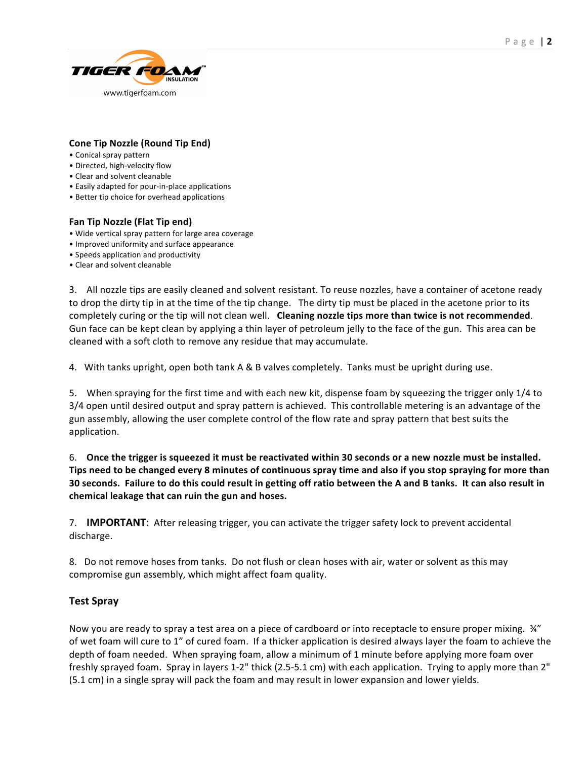**Cone Tip Nozzle (Round Tip End)**

- Conical spray pattern
- Directed, high-velocity flow
- Clear and solvent cleanable
- Easily adapted for pour-in-place applications
- Better tip choice for overhead applications

**Fan Tip Nozzle (Flat Tip end)**

- Wide vertical spray pattern for large area coverage
- Improved uniformity and surface appearance
- Speeds application and productivity
- Clear and solvent cleanable

3. All nozzle tips are easily cleaned and solvent resistant. To reuse nozzles, have a container of acetone ready to drop the dirty tip in at the time of the tip change. The dirty tip must be placed in the acetone prior to its completely curing or the tip will not clean well. **Cleaning nozzle tips more than twice is not recommended**. Gun face can be kept clean by applying a thin layer of petroleum jelly to the face of the gun. This area can be cleaned with a soft cloth to remove any residue that may accumulate.

4. With tanks upright, open both tank A & B valves completely. Tanks must be upright during use.

5. When spraying for the first time and with each new kit, dispense foam by squeezing the trigger only 1/4 to 3/4 open until desired output and spray pattern is achieved. This controllable metering is an advantage of the gun assembly, allowing the user complete control of the flow rate and spray pattern that best suits the application.

6. **Once the trigger is squeezed it must be reactivated within 30 seconds or a new nozzle must be installed. Tips need to be changed every 8 minutes of continuous spray time and also if you stop spraying for more than 30 seconds. Failure to do this could result in getting off ratio between the A and B tanks. It can also result in chemical leakage that can ruin the gun and hoses.**

7. **IMPORTANT**: After releasing trigger, you can activate the trigger safety lock to prevent accidental discharge.

8. Do not remove hoses from tanks. Do not flush or clean hoses with air, water or solvent as this may compromise gun assembly, which might affect foam quality.

## Test Spray

Now you are ready to spray a test area on a piece of cardboard or into receptacle to ensure proper mixing. ¾" of wet foam will cure to 1" of cured foam. If a thicker application is desired always layer the foam to achieve the depth of foam needed. When spraying foam, allow a minimum of 1 minute before applying more foam over freshly sprayed foam. Spray in layers 1-2" thick (2.5-5.1 cm) with each application. Trying to apply more than 2" (5.1 cm) in a single spray will pack the foam and may result in lower expansion and lower yields.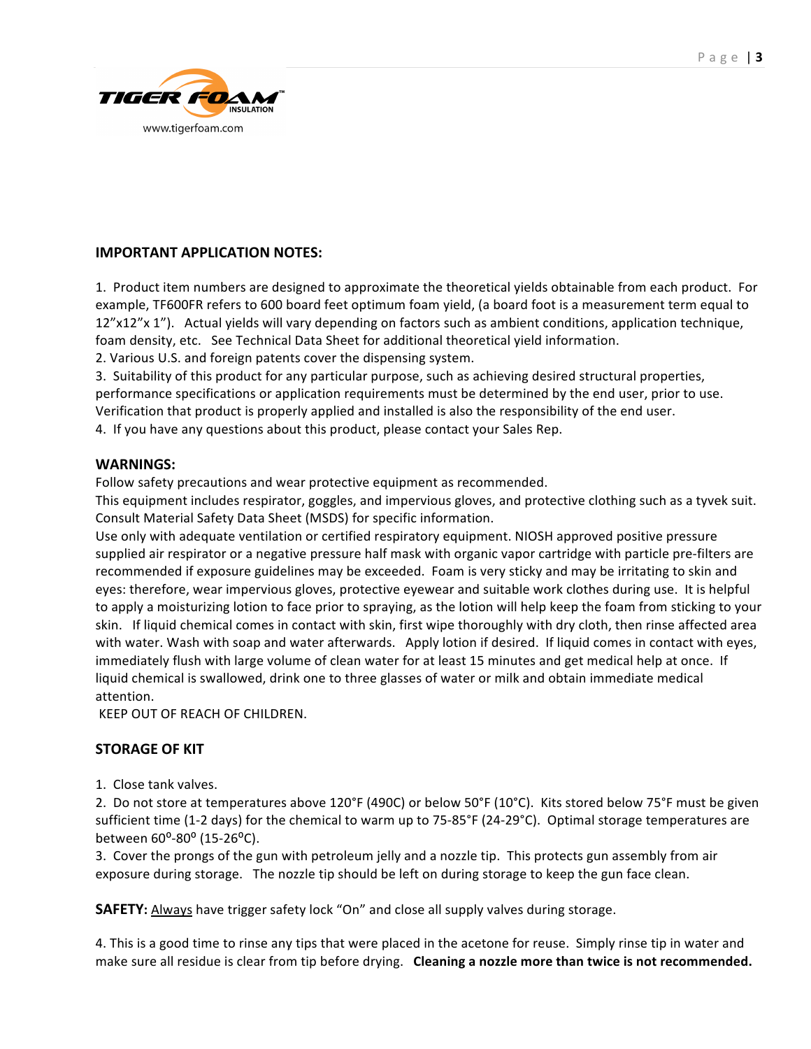## IMPORTANT APPLICATION NOTES:

1. Product item numbers are designed to approximate the theoretical yields obtainable from each product. For example, TF600FR refers to 600 board feet optimum foam yield, (a board foot is a measurement term equal to 12"x12"x 1"). Actual yields will vary depending on factors such as ambient conditions, application technique, foam density, etc. See Technical Data Sheet for additional theoretical yield information.
2. Various U.S. and foreign patents cover the dispensing system.
3. Suitability of this product for any particular purpose, such as achieving desired structural properties, performance specifications or application requirements must be determined by the end user, prior to use. Verification that product is properly applied and installed is also the responsibility of the end user.
4. If you have any questions about this product, please contact your Sales Rep.

## WARNINGS:

Follow safety precautions and wear protective equipment as recommended.
This equipment includes respirator, goggles, and impervious gloves, and protective clothing such as a tyvek suit. Consult Material Safety Data Sheet (MSDS) for specific information.
Use only with adequate ventilation or certified respiratory equipment. NIOSH approved positive pressure supplied air respirator or a negative pressure half mask with organic vapor cartridge with particle pre-filters are recommended if exposure guidelines may be exceeded. Foam is very sticky and may be irritating to skin and eyes: therefore, wear impervious gloves, protective eyewear and suitable work clothes during use. It is helpful to apply a moisturizing lotion to face prior to spraying, as the lotion will help keep the foam from sticking to your skin. If liquid chemical comes in contact with skin, first wipe thoroughly with dry cloth, then rinse affected area with water. Wash with soap and water afterwards. Apply lotion if desired. If liquid comes in contact with eyes, immediately flush with large volume of clean water for at least 15 minutes and get medical help at once. If liquid chemical is swallowed, drink one to three glasses of water or milk and obtain immediate medical attention.
KEEP OUT OF REACH OF CHILDREN.

## STORAGE OF KIT

1. Close tank valves.
2. Do not store at temperatures above 120°F (490C) or below 50°F (10°C). Kits stored below 75°F must be given sufficient time (1-2 days) for the chemical to warm up to 75-85°F (24-29°C). Optimal storage temperatures are between 60°-80° (15-26°C).
3. Cover the prongs of the gun with petroleum jelly and a nozzle tip. This protects gun assembly from air exposure during storage. The nozzle tip should be left on during storage to keep the gun face clean.

**SAFETY:** Always have trigger safety lock "On" and close all supply valves during storage.

4. This is a good time to rinse any tips that were placed in the acetone for reuse. Simply rinse tip in water and make sure all residue is clear from tip before drying. **Cleaning a nozzle more than twice is not recommended.**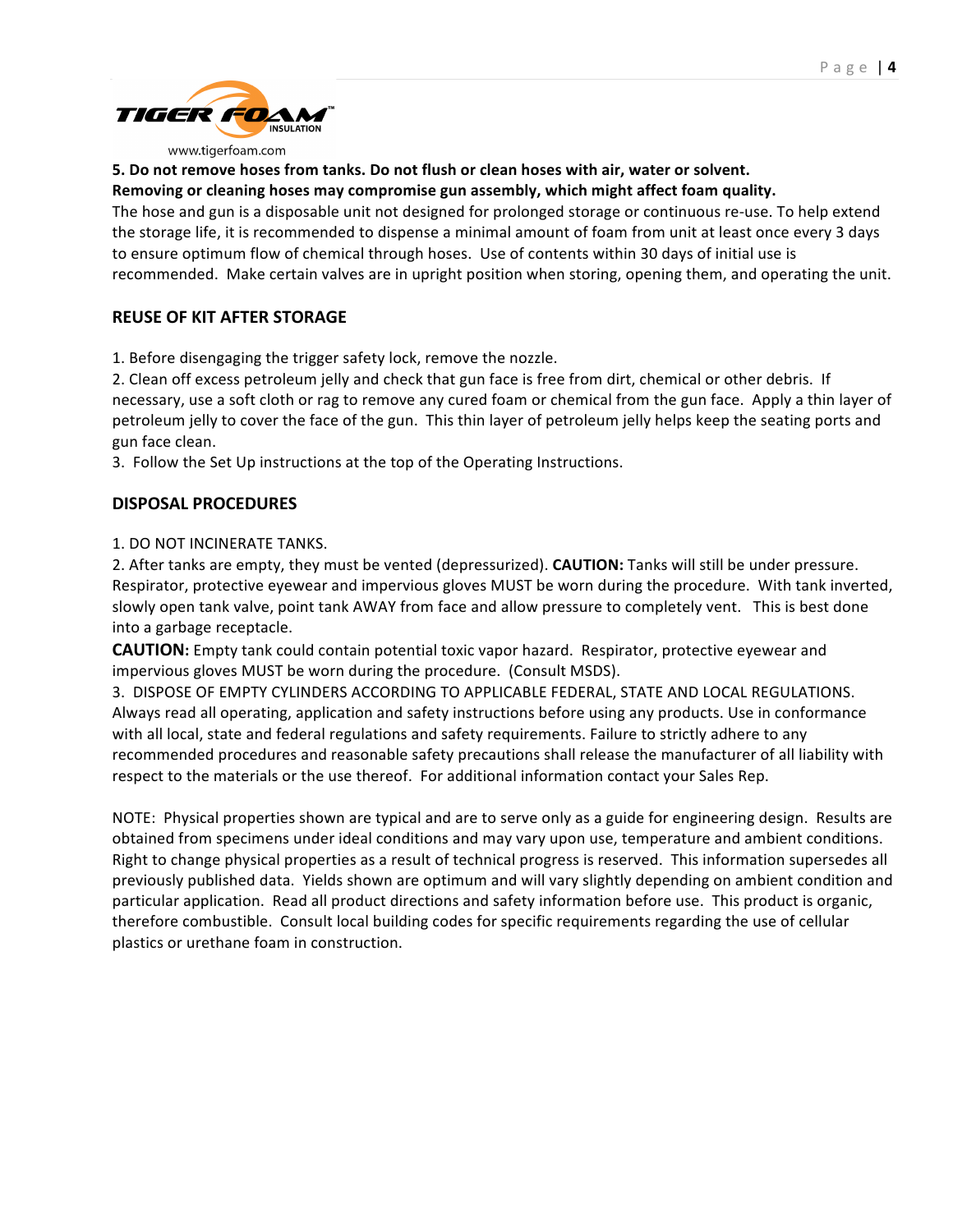**5. Do not remove hoses from tanks. Do not flush or clean hoses with air, water or solvent. Removing or cleaning hoses may compromise gun assembly, which might affect foam quality.**

The hose and gun is a disposable unit not designed for prolonged storage or continuous re-use. To help extend the storage life, it is recommended to dispense a minimal amount of foam from unit at least once every 3 days to ensure optimum flow of chemical through hoses. Use of contents within 30 days of initial use is recommended. Make certain valves are in upright position when storing, opening them, and operating the unit.

## REUSE OF KIT AFTER STORAGE

1. Before disengaging the trigger safety lock, remove the nozzle.
2. Clean off excess petroleum jelly and check that gun face is free from dirt, chemical or other debris. If necessary, use a soft cloth or rag to remove any cured foam or chemical from the gun face. Apply a thin layer of petroleum jelly to cover the face of the gun. This thin layer of petroleum jelly helps keep the seating ports and gun face clean.
3. Follow the Set Up instructions at the top of the Operating Instructions.

## DISPOSAL PROCEDURES

1. DO NOT INCINERATE TANKS.
2. After tanks are empty, they must be vented (depressurized). **CAUTION:** Tanks will still be under pressure. Respirator, protective eyewear and impervious gloves MUST be worn during the procedure. With tank inverted, slowly open tank valve, point tank AWAY from face and allow pressure to completely vent. This is best done into a garbage receptacle.

**CAUTION:** Empty tank could contain potential toxic vapor hazard. Respirator, protective eyewear and impervious gloves MUST be worn during the procedure. (Consult MSDS).

3. DISPOSE OF EMPTY CYLINDERS ACCORDING TO APPLICABLE FEDERAL, STATE AND LOCAL REGULATIONS.

Always read all operating, application and safety instructions before using any products. Use in conformance with all local, state and federal regulations and safety requirements. Failure to strictly adhere to any recommended procedures and reasonable safety precautions shall release the manufacturer of all liability with respect to the materials or the use thereof. For additional information contact your Sales Rep.

NOTE: Physical properties shown are typical and are to serve only as a guide for engineering design. Results are obtained from specimens under ideal conditions and may vary upon use, temperature and ambient conditions. Right to change physical properties as a result of technical progress is reserved. This information supersedes all previously published data. Yields shown are optimum and will vary slightly depending on ambient condition and particular application. Read all product directions and safety information before use. This product is organic, therefore combustible. Consult local building codes for specific requirements regarding the use of cellular plastics or urethane foam in construction.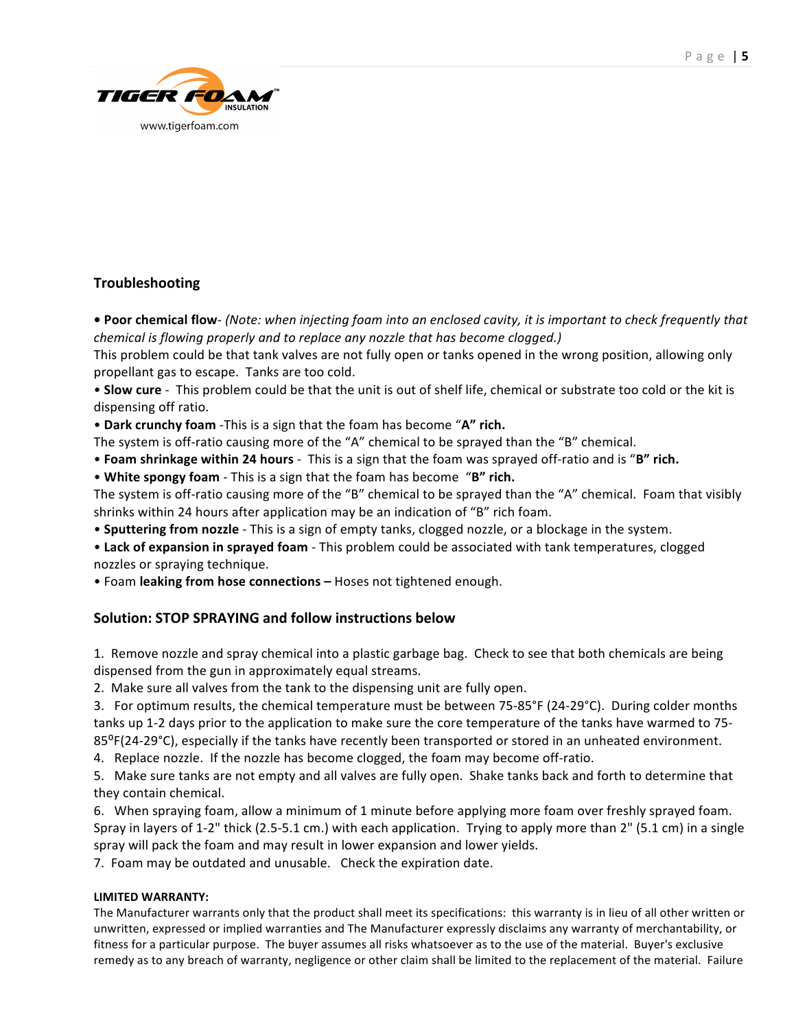## Troubleshooting

• **Poor chemical flow**- *(Note: when injecting foam into an enclosed cavity, it is important to check frequently that chemical is flowing properly and to replace any nozzle that has become clogged.)*
This problem could be that tank valves are not fully open or tanks opened in the wrong position, allowing only propellant gas to escape. Tanks are too cold.

• **Slow cure** - This problem could be that the unit is out of shelf life, chemical or substrate too cold or the kit is dispensing off ratio.

• **Dark crunchy foam** -This is a sign that the foam has become "**A" rich.**
The system is off-ratio causing more of the "A" chemical to be sprayed than the "B" chemical.

• **Foam shrinkage within 24 hours** - This is a sign that the foam was sprayed off-ratio and is "**B" rich.**

• **White spongy foam** - This is a sign that the foam has become "**B" rich.**
The system is off-ratio causing more of the "B" chemical to be sprayed than the "A" chemical. Foam that visibly shrinks within 24 hours after application may be an indication of "B" rich foam.

• **Sputtering from nozzle** - This is a sign of empty tanks, clogged nozzle, or a blockage in the system.

• **Lack of expansion in sprayed foam** - This problem could be associated with tank temperatures, clogged nozzles or spraying technique.

• Foam **leaking from hose connections –** Hoses not tightened enough.

## Solution: STOP SPRAYING and follow instructions below

1. Remove nozzle and spray chemical into a plastic garbage bag. Check to see that both chemicals are being dispensed from the gun in approximately equal streams.
2. Make sure all valves from the tank to the dispensing unit are fully open.
3. For optimum results, the chemical temperature must be between 75-85°F (24-29°C). During colder months tanks up 1-2 days prior to the application to make sure the core temperature of the tanks have warmed to 75-85°F(24-29°C), especially if the tanks have recently been transported or stored in an unheated environment.
4. Replace nozzle. If the nozzle has become clogged, the foam may become off-ratio.
5. Make sure tanks are not empty and all valves are fully open. Shake tanks back and forth to determine that they contain chemical.
6. When spraying foam, allow a minimum of 1 minute before applying more foam over freshly sprayed foam. Spray in layers of 1-2" thick (2.5-5.1 cm.) with each application. Trying to apply more than 2" (5.1 cm) in a single spray will pack the foam and may result in lower expansion and lower yields.
7. Foam may be outdated and unusable. Check the expiration date.

**LIMITED WARRANTY:**

The Manufacturer warrants only that the product shall meet its specifications: this warranty is in lieu of all other written or unwritten, expressed or implied warranties and The Manufacturer expressly disclaims any warranty of merchantability, or fitness for a particular purpose. The buyer assumes all risks whatsoever as to the use of the material. Buyer's exclusive remedy as to any breach of warranty, negligence or other claim shall be limited to the replacement of the material. Failure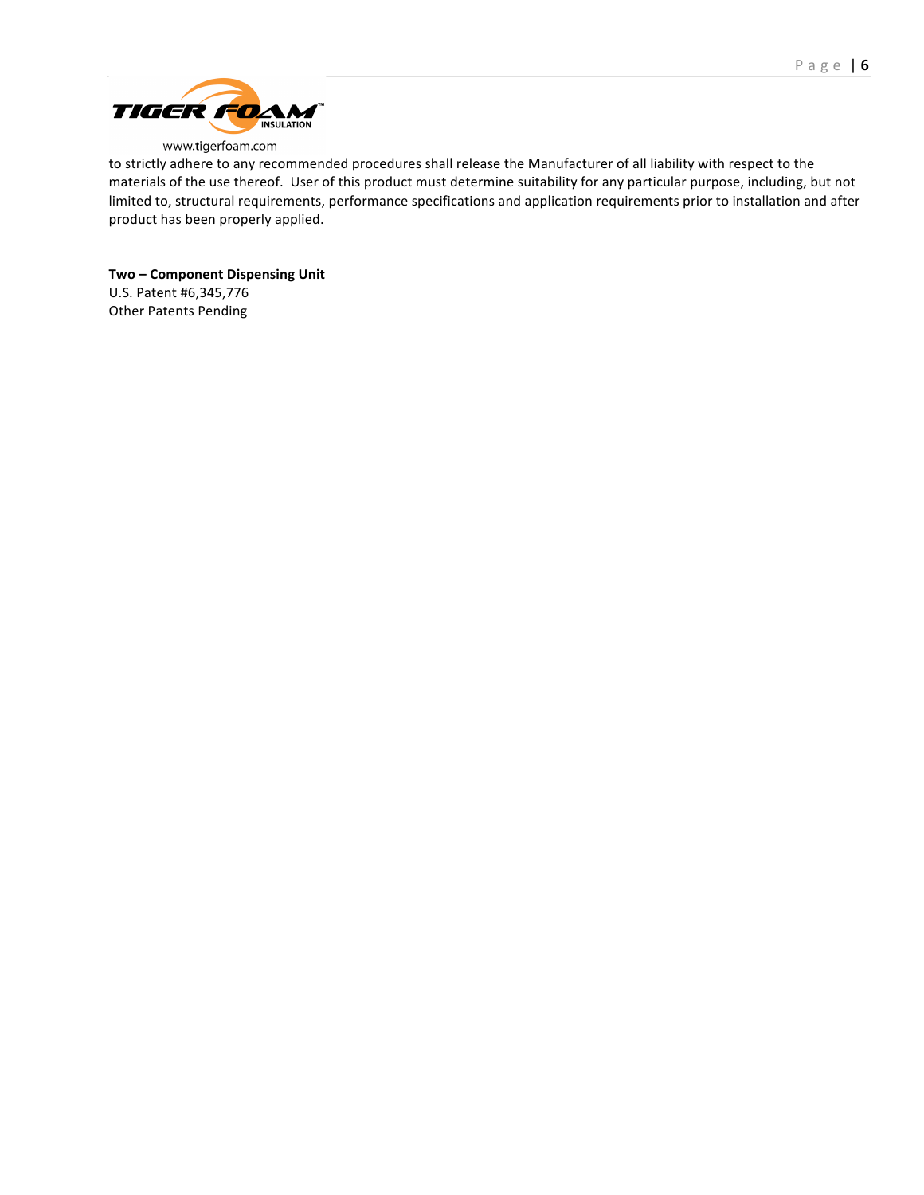to strictly adhere to any recommended procedures shall release the Manufacturer of all liability with respect to the materials of the use thereof. User of this product must determine suitability for any particular purpose, including, but not limited to, structural requirements, performance specifications and application requirements prior to installation and after product has been properly applied.

**Two – Component Dispensing Unit**
U.S. Patent #6,345,776
Other Patents Pending